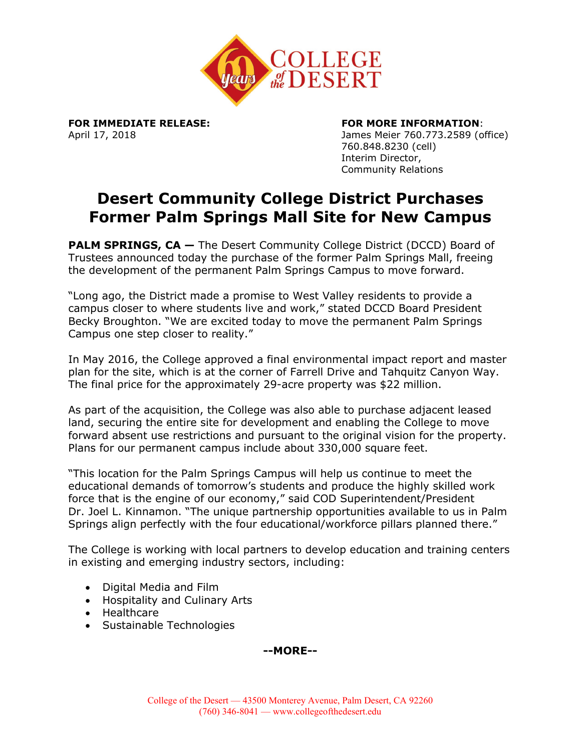**FOR IMMEDIATE RELEASE:**
April 17, 2018

**FOR MORE INFORMATION**:
James Meier 760.773.2589 (office)
760.848.8230 (cell)
Interim Director,
Community Relations

# Desert Community College District Purchases Former Palm Springs Mall Site for New Campus

**PALM SPRINGS, CA —** The Desert Community College District (DCCD) Board of Trustees announced today the purchase of the former Palm Springs Mall, freeing the development of the permanent Palm Springs Campus to move forward.

"Long ago, the District made a promise to West Valley residents to provide a campus closer to where students live and work," stated DCCD Board President Becky Broughton. "We are excited today to move the permanent Palm Springs Campus one step closer to reality."

In May 2016, the College approved a final environmental impact report and master plan for the site, which is at the corner of Farrell Drive and Tahquitz Canyon Way. The final price for the approximately 29-acre property was $22 million.

As part of the acquisition, the College was also able to purchase adjacent leased land, securing the entire site for development and enabling the College to move forward absent use restrictions and pursuant to the original vision for the property. Plans for our permanent campus include about 330,000 square feet.

"This location for the Palm Springs Campus will help us continue to meet the educational demands of tomorrow's students and produce the highly skilled work force that is the engine of our economy," said COD Superintendent/President Dr. Joel L. Kinnamon. "The unique partnership opportunities available to us in Palm Springs align perfectly with the four educational/workforce pillars planned there."

The College is working with local partners to develop education and training centers in existing and emerging industry sectors, including:

- Digital Media and Film
- Hospitality and Culinary Arts
- Healthcare
- Sustainable Technologies

**--MORE--**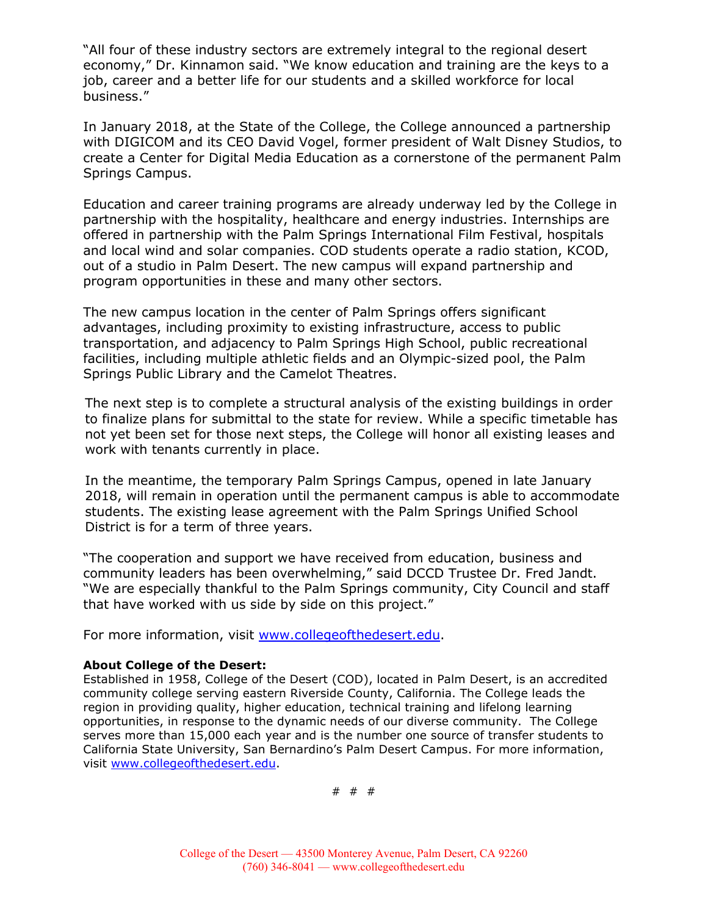"All four of these industry sectors are extremely integral to the regional desert economy," Dr. Kinnamon said. "We know education and training are the keys to a job, career and a better life for our students and a skilled workforce for local business."

In January 2018, at the State of the College, the College announced a partnership with DIGICOM and its CEO David Vogel, former president of Walt Disney Studios, to create a Center for Digital Media Education as a cornerstone of the permanent Palm Springs Campus.

Education and career training programs are already underway led by the College in partnership with the hospitality, healthcare and energy industries. Internships are offered in partnership with the Palm Springs International Film Festival, hospitals and local wind and solar companies. COD students operate a radio station, KCOD, out of a studio in Palm Desert. The new campus will expand partnership and program opportunities in these and many other sectors.

The new campus location in the center of Palm Springs offers significant advantages, including proximity to existing infrastructure, access to public transportation, and adjacency to Palm Springs High School, public recreational facilities, including multiple athletic fields and an Olympic-sized pool, the Palm Springs Public Library and the Camelot Theatres.

The next step is to complete a structural analysis of the existing buildings in order to finalize plans for submittal to the state for review. While a specific timetable has not yet been set for those next steps, the College will honor all existing leases and work with tenants currently in place.

In the meantime, the temporary Palm Springs Campus, opened in late January 2018, will remain in operation until the permanent campus is able to accommodate students. The existing lease agreement with the Palm Springs Unified School District is for a term of three years.

"The cooperation and support we have received from education, business and community leaders has been overwhelming," said DCCD Trustee Dr. Fred Jandt. "We are especially thankful to the Palm Springs community, City Council and staff that have worked with us side by side on this project."

For more information, visit www.collegeofthedesert.edu.

**About College of the Desert:**
Established in 1958, College of the Desert (COD), located in Palm Desert, is an accredited community college serving eastern Riverside County, California. The College leads the region in providing quality, higher education, technical training and lifelong learning opportunities, in response to the dynamic needs of our diverse community. The College serves more than 15,000 each year and is the number one source of transfer students to California State University, San Bernardino's Palm Desert Campus. For more information, visit www.collegeofthedesert.edu.

# # #

College of the Desert — 43500 Monterey Avenue, Palm Desert, CA 92260
(760) 346-8041 — www.collegeofthedesert.edu